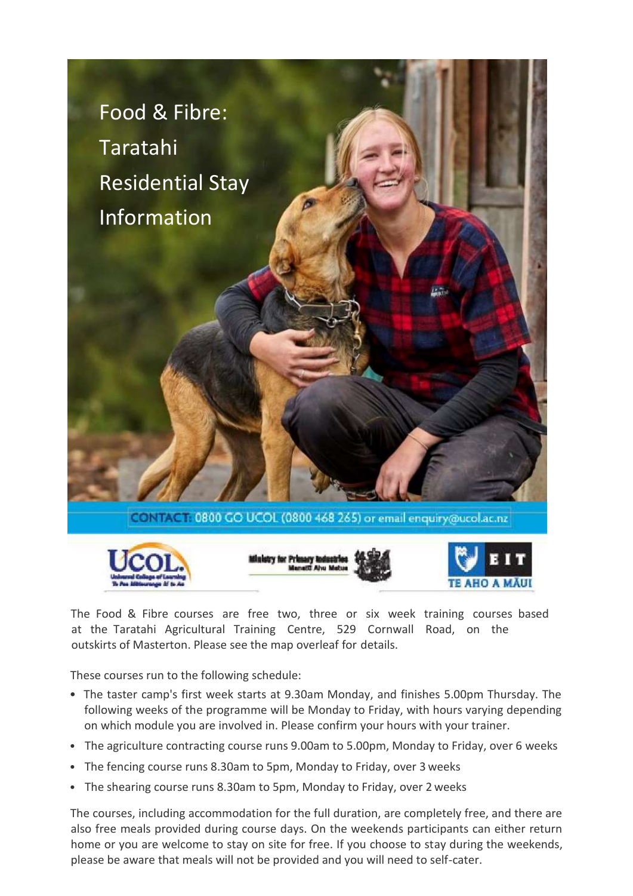# Food & Fibre: Taratahi Residential Stay Information

CONTACT: 0800 GO UCOL (0800 468 265) or email enquiry@ucol.ac.nz

The Food & Fibre courses are free two, three or six week training courses based at the Taratahi Agricultural Training Centre, 529 Cornwall Road, on the outskirts of Masterton. Please see the map overleaf for details.

These courses run to the following schedule:

- The taster camp's first week starts at 9.30am Monday, and finishes 5.00pm Thursday. The following weeks of the programme will be Monday to Friday, with hours varying depending on which module you are involved in. Please confirm your hours with your trainer.
- The agriculture contracting course runs 9.00am to 5.00pm, Monday to Friday, over 6 weeks
- The fencing course runs 8.30am to 5pm, Monday to Friday, over 3 weeks
- The shearing course runs 8.30am to 5pm, Monday to Friday, over 2 weeks

The courses, including accommodation for the full duration, are completely free, and there are also free meals provided during course days. On the weekends participants can either return home or you are welcome to stay on site for free. If you choose to stay during the weekends, please be aware that meals will not be provided and you will need to self-cater.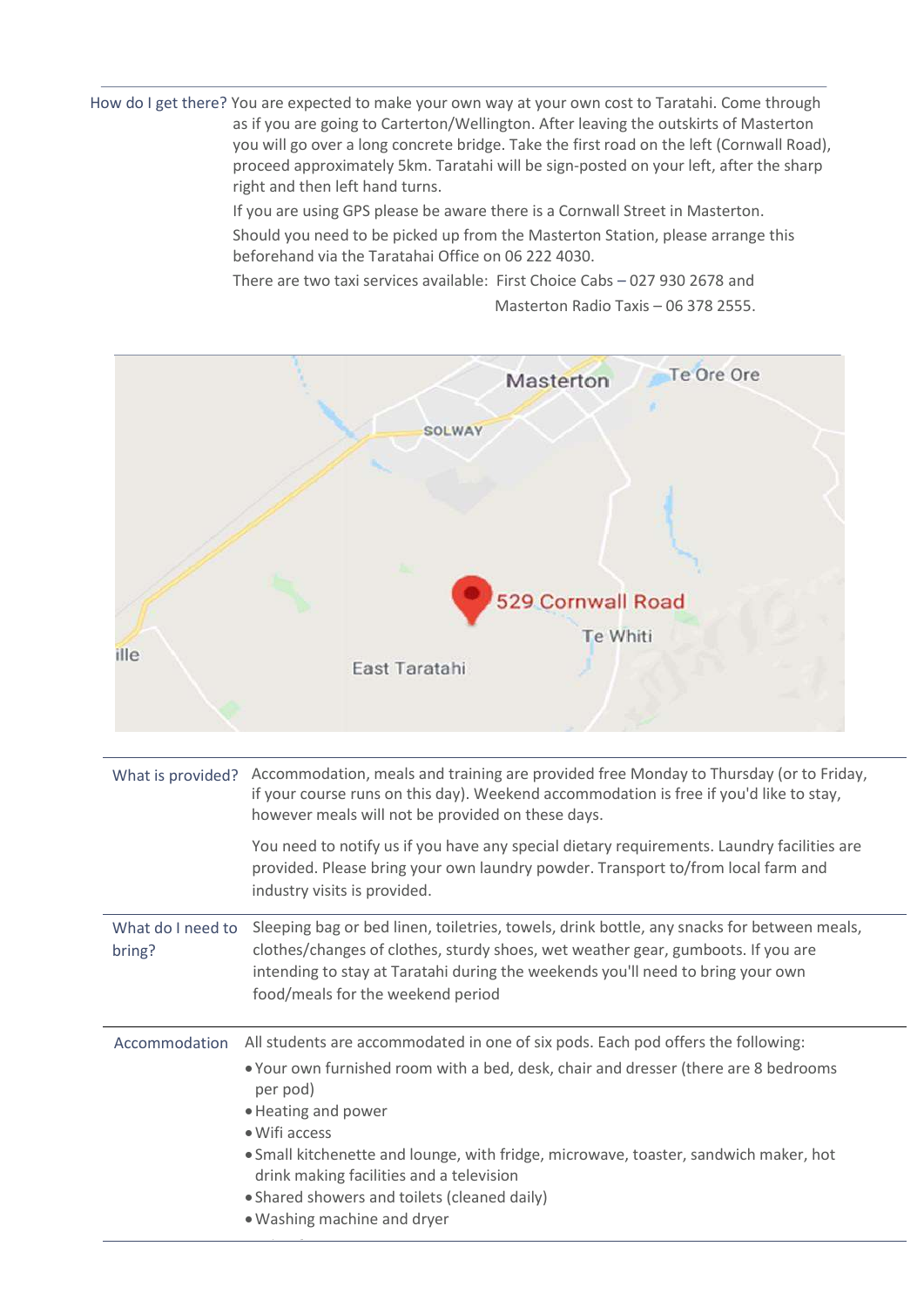**How do I get there?** You are expected to make your own way at your own cost to Taratahi. Come through as if you are going to Carterton/Wellington. After leaving the outskirts of Masterton you will go over a long concrete bridge. Take the first road on the left (Cornwall Road), proceed approximately 5km. Taratahi will be sign-posted on your left, after the sharp right and then left hand turns.

If you are using GPS please be aware there is a Cornwall Street in Masterton.

Should you need to be picked up from the Masterton Station, please arrange this beforehand via the Taratahai Office on 06 222 4030.

There are two taxi services available: First Choice Cabs – 027 930 2678 and Masterton Radio Taxis – 06 378 2555.

**What is provided?** Accommodation, meals and training are provided free Monday to Thursday (or to Friday, if your course runs on this day). Weekend accommodation is free if you'd like to stay, however meals will not be provided on these days.

You need to notify us if you have any special dietary requirements. Laundry facilities are provided. Please bring your own laundry powder. Transport to/from local farm and industry visits is provided.

**What do I need to bring?** Sleeping bag or bed linen, toiletries, towels, drink bottle, any snacks for between meals, clothes/changes of clothes, sturdy shoes, wet weather gear, gumboots. If you are intending to stay at Taratahi during the weekends you'll need to bring your own food/meals for the weekend period

**Accommodation** All students are accommodated in one of six pods. Each pod offers the following:

- Your own furnished room with a bed, desk, chair and dresser (there are 8 bedrooms per pod)
- Heating and power
- Wifi access
- Small kitchenette and lounge, with fridge, microwave, toaster, sandwich maker, hot drink making facilities and a television
- Shared showers and toilets (cleaned daily)
- Washing machine and dryer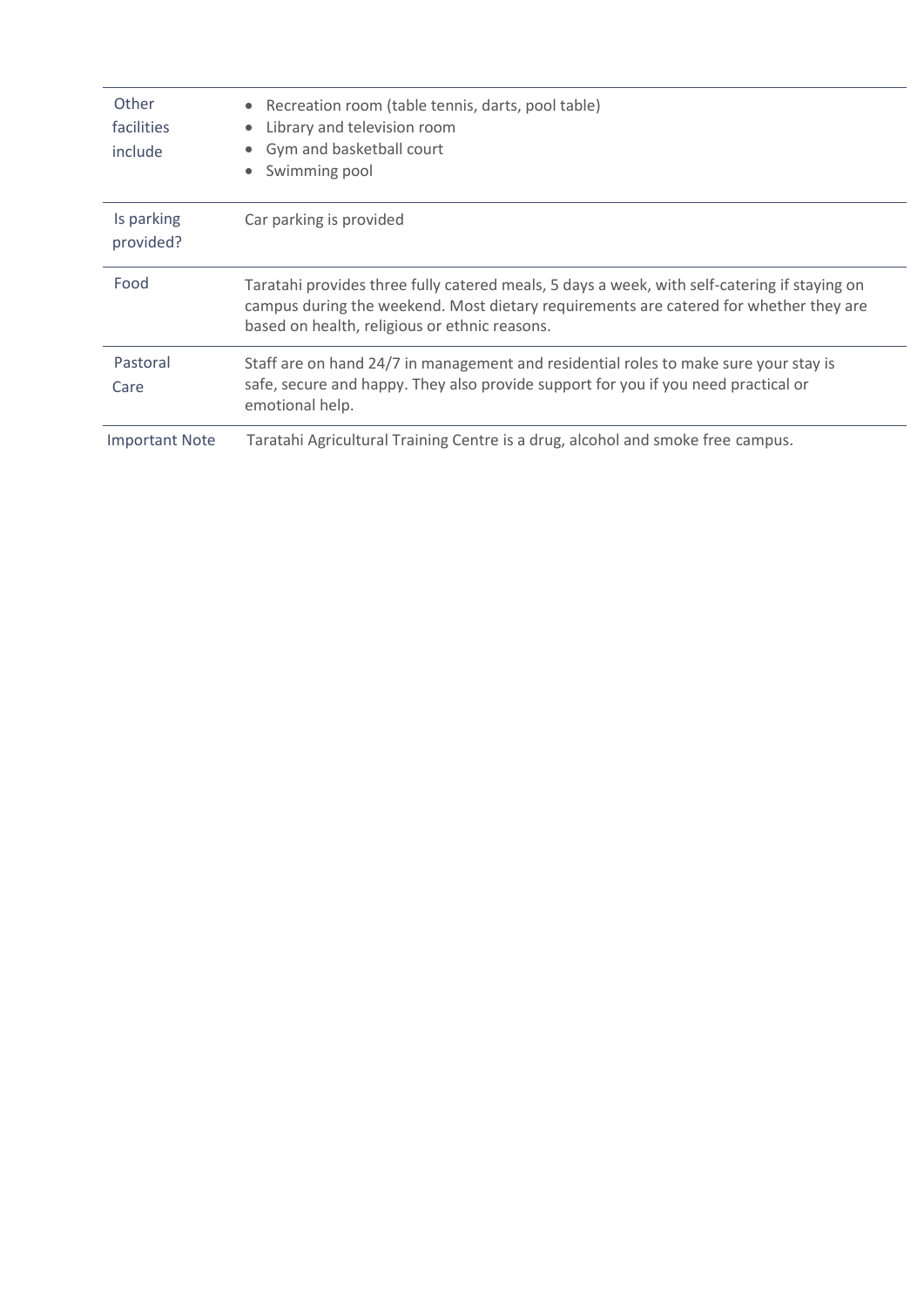| | |
|---|---|
| Other facilities include | • Recreation room (table tennis, darts, pool table)<br>• Library and television room<br>• Gym and basketball court<br>• Swimming pool |
| Is parking provided? | Car parking is provided |
| Food | Taratahi provides three fully catered meals, 5 days a week, with self-catering if staying on campus during the weekend. Most dietary requirements are catered for whether they are based on health, religious or ethnic reasons. |
| Pastoral Care | Staff are on hand 24/7 in management and residential roles to make sure your stay is safe, secure and happy. They also provide support for you if you need practical or emotional help. |
| Important Note | Taratahi Agricultural Training Centre is a drug, alcohol and smoke free campus. |